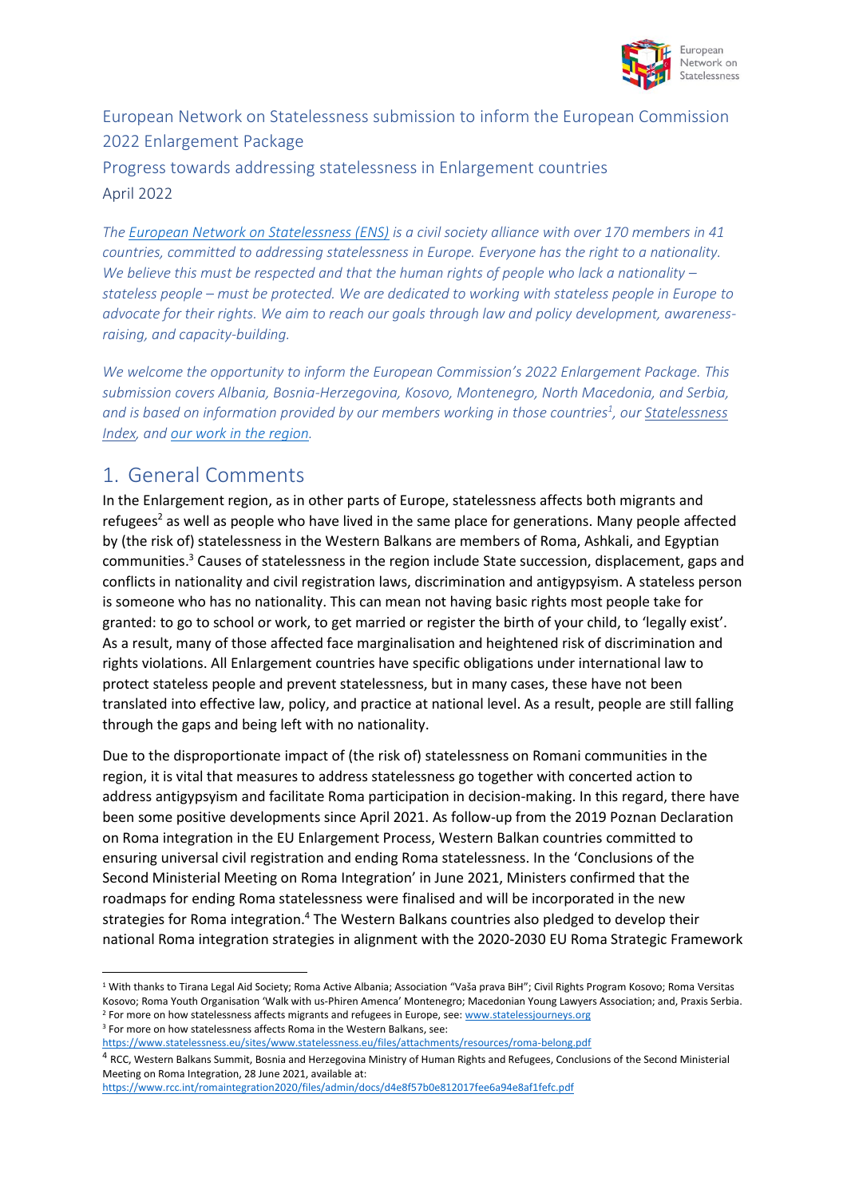European Network on Statelessness submission to inform the European Commission 2022 Enlargement Package

Progress towards addressing statelessness in Enlargement countries

April 2022

*The [European Network on Statelessness (ENS)](https://www.statelessness.eu) is a civil society alliance with over 170 members in 41 countries, committed to addressing statelessness in Europe. Everyone has the right to a nationality. We believe this must be respected and that the human rights of people who lack a nationality – stateless people – must be protected. We are dedicated to working with stateless people in Europe to advocate for their rights. We aim to reach our goals through law and policy development, awareness-raising, and capacity-building.*

*We welcome the opportunity to inform the European Commission's 2022 Enlargement Package. This submission covers Albania, Bosnia-Herzegovina, Kosovo, Montenegro, North Macedonia, and Serbia, and is based on information provided by our members working in those countries[1], our Statelessness Index, and our work in the region.*

## 1. General Comments

In the Enlargement region, as in other parts of Europe, statelessness affects both migrants and refugees[2] as well as people who have lived in the same place for generations. Many people affected by (the risk of) statelessness in the Western Balkans are members of Roma, Ashkali, and Egyptian communities.[3] Causes of statelessness in the region include State succession, displacement, gaps and conflicts in nationality and civil registration laws, discrimination and antigypsyism. A stateless person is someone who has no nationality. This can mean not having basic rights most people take for granted: to go to school or work, to get married or register the birth of your child, to 'legally exist'. As a result, many of those affected face marginalisation and heightened risk of discrimination and rights violations. All Enlargement countries have specific obligations under international law to protect stateless people and prevent statelessness, but in many cases, these have not been translated into effective law, policy, and practice at national level. As a result, people are still falling through the gaps and being left with no nationality.

Due to the disproportionate impact of (the risk of) statelessness on Romani communities in the region, it is vital that measures to address statelessness go together with concerted action to address antigypsyism and facilitate Roma participation in decision-making. In this regard, there have been some positive developments since April 2021. As follow-up from the 2019 Poznan Declaration on Roma integration in the EU Enlargement Process, Western Balkan countries committed to ensuring universal civil registration and ending Roma statelessness. In the 'Conclusions of the Second Ministerial Meeting on Roma Integration' in June 2021, Ministers confirmed that the roadmaps for ending Roma statelessness were finalised and will be incorporated in the new strategies for Roma integration.[4] The Western Balkans countries also pledged to develop their national Roma integration strategies in alignment with the 2020-2030 EU Roma Strategic Framework

---

[1] With thanks to Tirana Legal Aid Society; Roma Active Albania; Association "Vaša prava BiH"; Civil Rights Program Kosovo; Roma Versitas Kosovo; Roma Youth Organisation 'Walk with us-Phiren Amenca' Montenegro; Macedonian Young Lawyers Association; and, Praxis Serbia.

[2] For more on how statelessness affects migrants and refugees in Europe, see: www.statelessjourneys.org

[3] For more on how statelessness affects Roma in the Western Balkans, see: https://www.statelessness.eu/sites/www.statelessness.eu/files/attachments/resources/roma-belong.pdf

[4] RCC, Western Balkans Summit, Bosnia and Herzegovina Ministry of Human Rights and Refugees, Conclusions of the Second Ministerial Meeting on Roma Integration, 28 June 2021, available at: https://www.rcc.int/romaintegration2020/files/admin/docs/d4e8f57b0e812017fee6a94e8af1fefc.pdf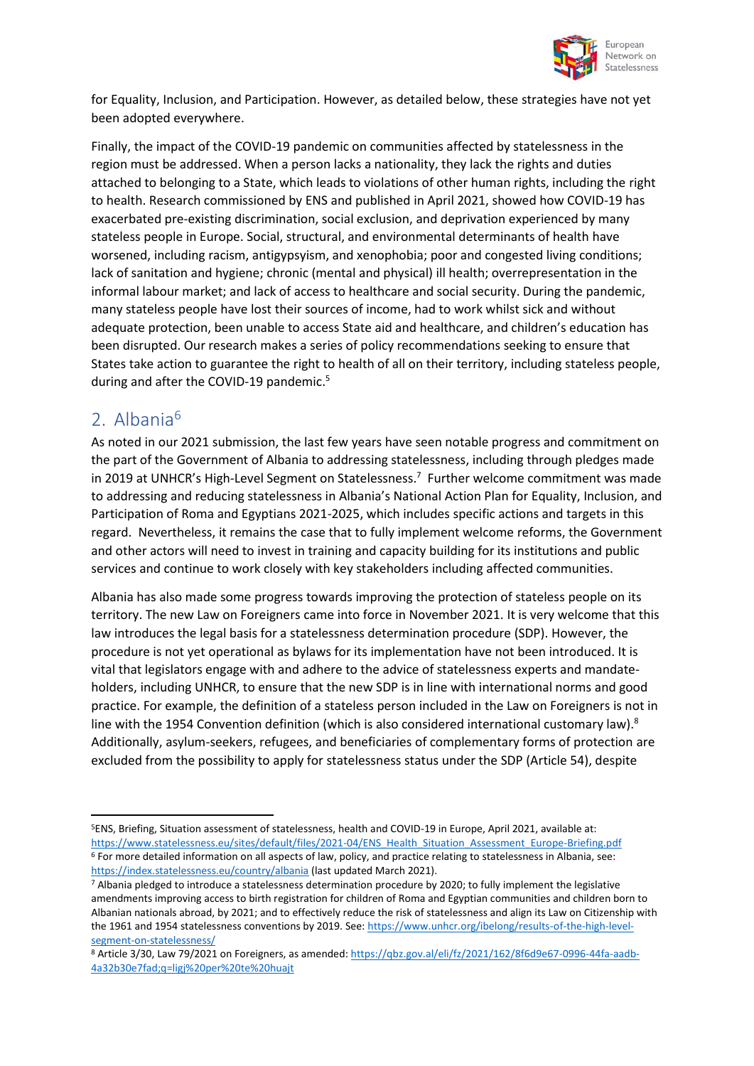for Equality, Inclusion, and Participation. However, as detailed below, these strategies have not yet been adopted everywhere.

Finally, the impact of the COVID-19 pandemic on communities affected by statelessness in the region must be addressed. When a person lacks a nationality, they lack the rights and duties attached to belonging to a State, which leads to violations of other human rights, including the right to health. Research commissioned by ENS and published in April 2021, showed how COVID-19 has exacerbated pre-existing discrimination, social exclusion, and deprivation experienced by many stateless people in Europe. Social, structural, and environmental determinants of health have worsened, including racism, antigypsyism, and xenophobia; poor and congested living conditions; lack of sanitation and hygiene; chronic (mental and physical) ill health; overrepresentation in the informal labour market; and lack of access to healthcare and social security. During the pandemic, many stateless people have lost their sources of income, had to work whilst sick and without adequate protection, been unable to access State aid and healthcare, and children's education has been disrupted. Our research makes a series of policy recommendations seeking to ensure that States take action to guarantee the right to health of all on their territory, including stateless people, during and after the COVID-19 pandemic.[5]

## 2. Albania[6]

As noted in our 2021 submission, the last few years have seen notable progress and commitment on the part of the Government of Albania to addressing statelessness, including through pledges made in 2019 at UNHCR's High-Level Segment on Statelessness.[7] Further welcome commitment was made to addressing and reducing statelessness in Albania's National Action Plan for Equality, Inclusion, and Participation of Roma and Egyptians 2021-2025, which includes specific actions and targets in this regard. Nevertheless, it remains the case that to fully implement welcome reforms, the Government and other actors will need to invest in training and capacity building for its institutions and public services and continue to work closely with key stakeholders including affected communities.

Albania has also made some progress towards improving the protection of stateless people on its territory. The new Law on Foreigners came into force in November 2021. It is very welcome that this law introduces the legal basis for a statelessness determination procedure (SDP). However, the procedure is not yet operational as bylaws for its implementation have not been introduced. It is vital that legislators engage with and adhere to the advice of statelessness experts and mandate-holders, including UNHCR, to ensure that the new SDP is in line with international norms and good practice. For example, the definition of a stateless person included in the Law on Foreigners is not in line with the 1954 Convention definition (which is also considered international customary law).[8] Additionally, asylum-seekers, refugees, and beneficiaries of complementary forms of protection are excluded from the possibility to apply for statelessness status under the SDP (Article 54), despite

---

[5] ENS, Briefing, Situation assessment of statelessness, health and COVID-19 in Europe, April 2021, available at: https://www.statelessness.eu/sites/default/files/2021-04/ENS_Health_Situation_Assessment_Europe-Briefing.pdf

[6] For more detailed information on all aspects of law, policy, and practice relating to statelessness in Albania, see: https://index.statelessness.eu/country/albania (last updated March 2021).

[7] Albania pledged to introduce a statelessness determination procedure by 2020; to fully implement the legislative amendments improving access to birth registration for children of Roma and Egyptian communities and children born to Albanian nationals abroad, by 2021; and to effectively reduce the risk of statelessness and align its Law on Citizenship with the 1961 and 1954 statelessness conventions by 2019. See: https://www.unhcr.org/ibelong/results-of-the-high-level-segment-on-statelessness/

[8] Article 3/30, Law 79/2021 on Foreigners, as amended: https://qbz.gov.al/eli/fz/2021/162/8f6d9e67-0996-44fa-aadb-4a32b30e7fad;q=ligj%20per%20te%20huajt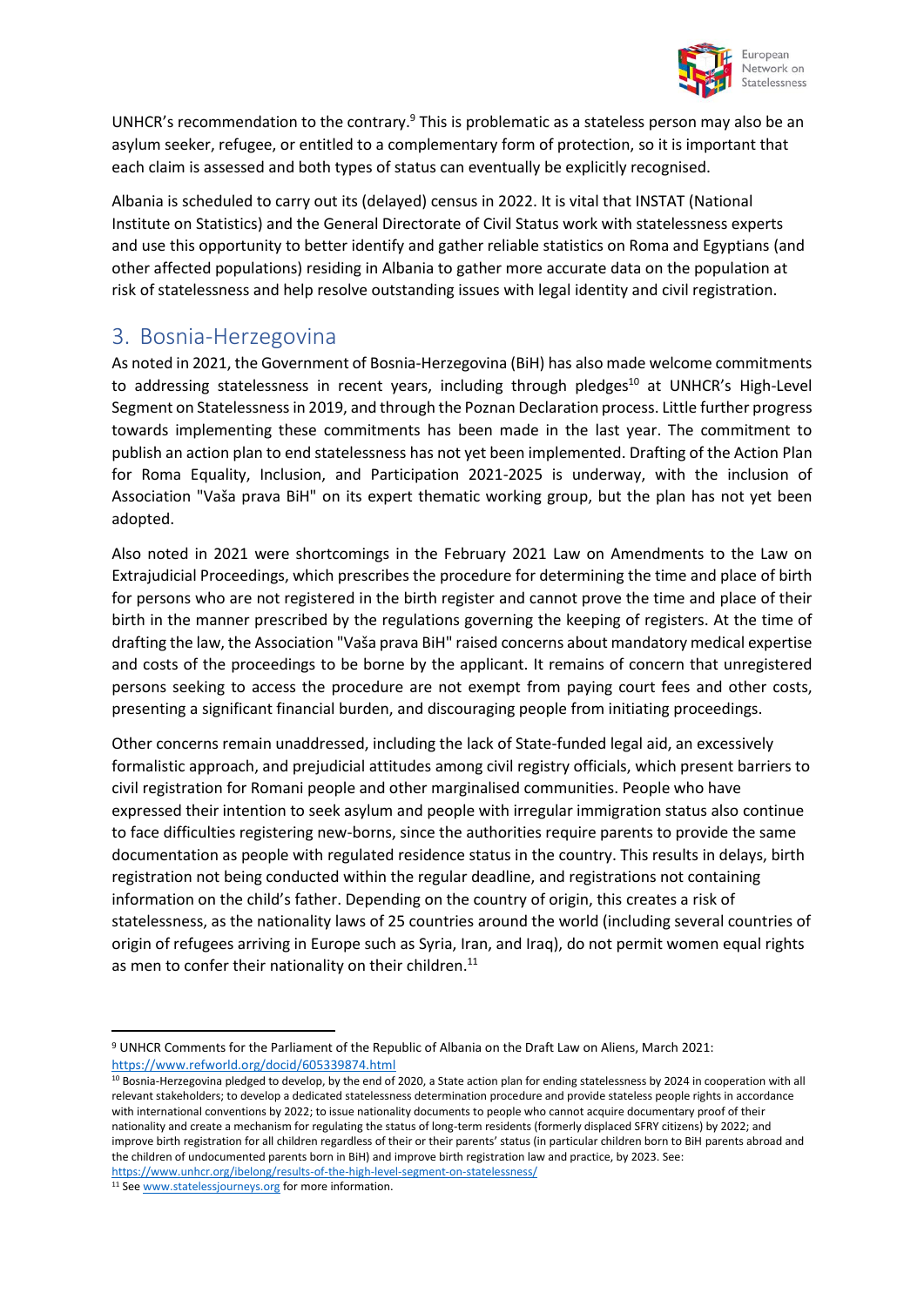UNHCR's recommendation to the contrary.[9] This is problematic as a stateless person may also be an asylum seeker, refugee, or entitled to a complementary form of protection, so it is important that each claim is assessed and both types of status can eventually be explicitly recognised.

Albania is scheduled to carry out its (delayed) census in 2022. It is vital that INSTAT (National Institute on Statistics) and the General Directorate of Civil Status work with statelessness experts and use this opportunity to better identify and gather reliable statistics on Roma and Egyptians (and other affected populations) residing in Albania to gather more accurate data on the population at risk of statelessness and help resolve outstanding issues with legal identity and civil registration.

## 3. Bosnia-Herzegovina

As noted in 2021, the Government of Bosnia-Herzegovina (BiH) has also made welcome commitments to addressing statelessness in recent years, including through pledges[10] at UNHCR's High-Level Segment on Statelessness in 2019, and through the Poznan Declaration process. Little further progress towards implementing these commitments has been made in the last year. The commitment to publish an action plan to end statelessness has not yet been implemented. Drafting of the Action Plan for Roma Equality, Inclusion, and Participation 2021-2025 is underway, with the inclusion of Association "Vaša prava BiH" on its expert thematic working group, but the plan has not yet been adopted.

Also noted in 2021 were shortcomings in the February 2021 Law on Amendments to the Law on Extrajudicial Proceedings, which prescribes the procedure for determining the time and place of birth for persons who are not registered in the birth register and cannot prove the time and place of their birth in the manner prescribed by the regulations governing the keeping of registers. At the time of drafting the law, the Association "Vaša prava BiH" raised concerns about mandatory medical expertise and costs of the proceedings to be borne by the applicant. It remains of concern that unregistered persons seeking to access the procedure are not exempt from paying court fees and other costs, presenting a significant financial burden, and discouraging people from initiating proceedings.

Other concerns remain unaddressed, including the lack of State-funded legal aid, an excessively formalistic approach, and prejudicial attitudes among civil registry officials, which present barriers to civil registration for Romani people and other marginalised communities. People who have expressed their intention to seek asylum and people with irregular immigration status also continue to face difficulties registering new-borns, since the authorities require parents to provide the same documentation as people with regulated residence status in the country. This results in delays, birth registration not being conducted within the regular deadline, and registrations not containing information on the child's father. Depending on the country of origin, this creates a risk of statelessness, as the nationality laws of 25 countries around the world (including several countries of origin of refugees arriving in Europe such as Syria, Iran, and Iraq), do not permit women equal rights as men to confer their nationality on their children.[11]

---

[9] UNHCR Comments for the Parliament of the Republic of Albania on the Draft Law on Aliens, March 2021: https://www.refworld.org/docid/605339874.html

[10] Bosnia-Herzegovina pledged to develop, by the end of 2020, a State action plan for ending statelessness by 2024 in cooperation with all relevant stakeholders; to develop a dedicated statelessness determination procedure and provide stateless people rights in accordance with international conventions by 2022; to issue nationality documents to people who cannot acquire documentary proof of their nationality and create a mechanism for regulating the status of long-term residents (formerly displaced SFRY citizens) by 2022; and improve birth registration for all children regardless of their or their parents' status (in particular children born to BiH parents abroad and the children of undocumented parents born in BiH) and improve birth registration law and practice, by 2023. See: https://www.unhcr.org/ibelong/results-of-the-high-level-segment-on-statelessness/

[11] See www.statelessjourneys.org for more information.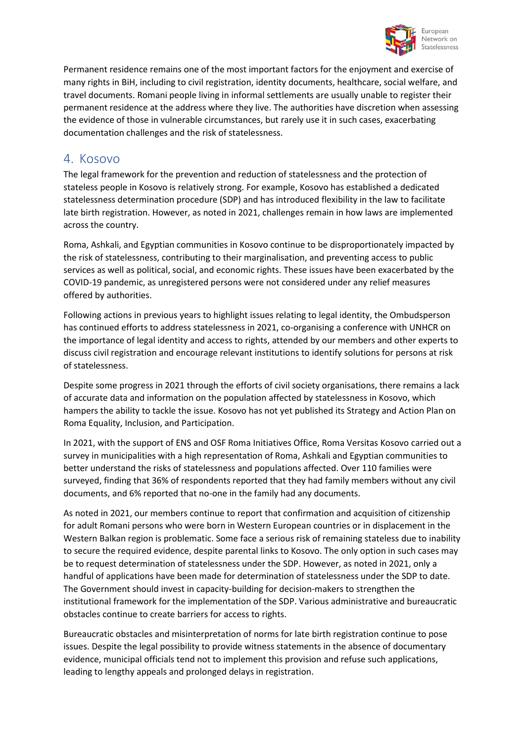Permanent residence remains one of the most important factors for the enjoyment and exercise of many rights in BiH, including to civil registration, identity documents, healthcare, social welfare, and travel documents. Romani people living in informal settlements are usually unable to register their permanent residence at the address where they live. The authorities have discretion when assessing the evidence of those in vulnerable circumstances, but rarely use it in such cases, exacerbating documentation challenges and the risk of statelessness.

## 4. Kosovo

The legal framework for the prevention and reduction of statelessness and the protection of stateless people in Kosovo is relatively strong. For example, Kosovo has established a dedicated statelessness determination procedure (SDP) and has introduced flexibility in the law to facilitate late birth registration. However, as noted in 2021, challenges remain in how laws are implemented across the country.

Roma, Ashkali, and Egyptian communities in Kosovo continue to be disproportionately impacted by the risk of statelessness, contributing to their marginalisation, and preventing access to public services as well as political, social, and economic rights. These issues have been exacerbated by the COVID-19 pandemic, as unregistered persons were not considered under any relief measures offered by authorities.

Following actions in previous years to highlight issues relating to legal identity, the Ombudsperson has continued efforts to address statelessness in 2021, co-organising a conference with UNHCR on the importance of legal identity and access to rights, attended by our members and other experts to discuss civil registration and encourage relevant institutions to identify solutions for persons at risk of statelessness.

Despite some progress in 2021 through the efforts of civil society organisations, there remains a lack of accurate data and information on the population affected by statelessness in Kosovo, which hampers the ability to tackle the issue. Kosovo has not yet published its Strategy and Action Plan on Roma Equality, Inclusion, and Participation.

In 2021, with the support of ENS and OSF Roma Initiatives Office, Roma Versitas Kosovo carried out a survey in municipalities with a high representation of Roma, Ashkali and Egyptian communities to better understand the risks of statelessness and populations affected. Over 110 families were surveyed, finding that 36% of respondents reported that they had family members without any civil documents, and 6% reported that no-one in the family had any documents.

As noted in 2021, our members continue to report that confirmation and acquisition of citizenship for adult Romani persons who were born in Western European countries or in displacement in the Western Balkan region is problematic. Some face a serious risk of remaining stateless due to inability to secure the required evidence, despite parental links to Kosovo. The only option in such cases may be to request determination of statelessness under the SDP. However, as noted in 2021, only a handful of applications have been made for determination of statelessness under the SDP to date. The Government should invest in capacity-building for decision-makers to strengthen the institutional framework for the implementation of the SDP. Various administrative and bureaucratic obstacles continue to create barriers for access to rights.

Bureaucratic obstacles and misinterpretation of norms for late birth registration continue to pose issues. Despite the legal possibility to provide witness statements in the absence of documentary evidence, municipal officials tend not to implement this provision and refuse such applications, leading to lengthy appeals and prolonged delays in registration.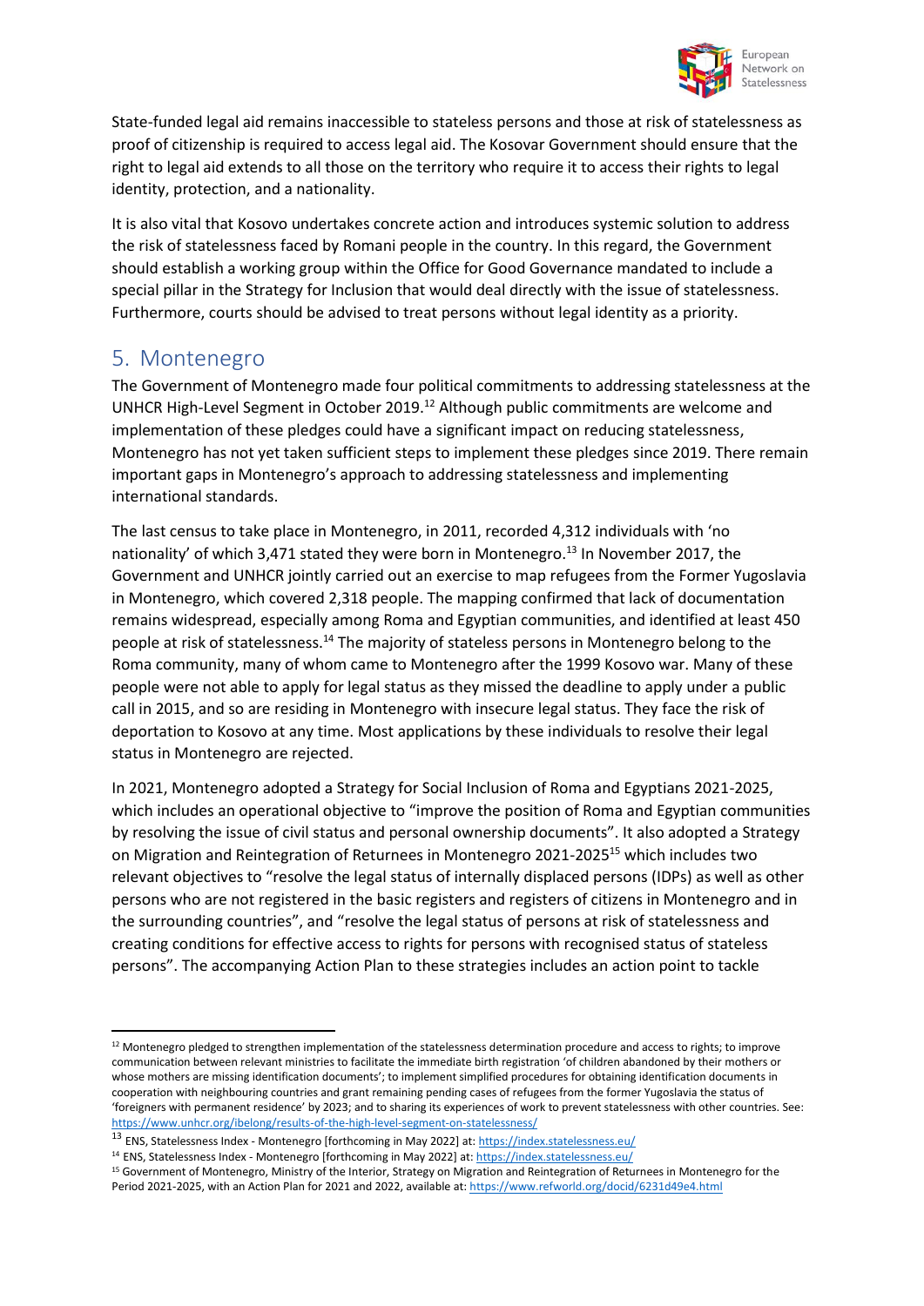State-funded legal aid remains inaccessible to stateless persons and those at risk of statelessness as proof of citizenship is required to access legal aid. The Kosovar Government should ensure that the right to legal aid extends to all those on the territory who require it to access their rights to legal identity, protection, and a nationality.

It is also vital that Kosovo undertakes concrete action and introduces systemic solution to address the risk of statelessness faced by Romani people in the country. In this regard, the Government should establish a working group within the Office for Good Governance mandated to include a special pillar in the Strategy for Inclusion that would deal directly with the issue of statelessness. Furthermore, courts should be advised to treat persons without legal identity as a priority.

## 5. Montenegro

The Government of Montenegro made four political commitments to addressing statelessness at the UNHCR High-Level Segment in October 2019.[12] Although public commitments are welcome and implementation of these pledges could have a significant impact on reducing statelessness, Montenegro has not yet taken sufficient steps to implement these pledges since 2019. There remain important gaps in Montenegro's approach to addressing statelessness and implementing international standards.

The last census to take place in Montenegro, in 2011, recorded 4,312 individuals with 'no nationality' of which 3,471 stated they were born in Montenegro.[13] In November 2017, the Government and UNHCR jointly carried out an exercise to map refugees from the Former Yugoslavia in Montenegro, which covered 2,318 people. The mapping confirmed that lack of documentation remains widespread, especially among Roma and Egyptian communities, and identified at least 450 people at risk of statelessness.[14] The majority of stateless persons in Montenegro belong to the Roma community, many of whom came to Montenegro after the 1999 Kosovo war. Many of these people were not able to apply for legal status as they missed the deadline to apply under a public call in 2015, and so are residing in Montenegro with insecure legal status. They face the risk of deportation to Kosovo at any time. Most applications by these individuals to resolve their legal status in Montenegro are rejected.

In 2021, Montenegro adopted a Strategy for Social Inclusion of Roma and Egyptians 2021-2025, which includes an operational objective to "improve the position of Roma and Egyptian communities by resolving the issue of civil status and personal ownership documents". It also adopted a Strategy on Migration and Reintegration of Returnees in Montenegro 2021-2025[15] which includes two relevant objectives to "resolve the legal status of internally displaced persons (IDPs) as well as other persons who are not registered in the basic registers and registers of citizens in Montenegro and in the surrounding countries", and "resolve the legal status of persons at risk of statelessness and creating conditions for effective access to rights for persons with recognised status of stateless persons". The accompanying Action Plan to these strategies includes an action point to tackle

---

[12] Montenegro pledged to strengthen implementation of the statelessness determination procedure and access to rights; to improve communication between relevant ministries to facilitate the immediate birth registration 'of children abandoned by their mothers or whose mothers are missing identification documents'; to implement simplified procedures for obtaining identification documents in cooperation with neighbouring countries and grant remaining pending cases of refugees from the former Yugoslavia the status of 'foreigners with permanent residence' by 2023; and to sharing its experiences of work to prevent statelessness with other countries. See: https://www.unhcr.org/ibelong/results-of-the-high-level-segment-on-statelessness/

[13] ENS, Statelessness Index - Montenegro [forthcoming in May 2022] at: https://index.statelessness.eu/

[14] ENS, Statelessness Index - Montenegro [forthcoming in May 2022] at: https://index.statelessness.eu/

[15] Government of Montenegro, Ministry of the Interior, Strategy on Migration and Reintegration of Returnees in Montenegro for the Period 2021-2025, with an Action Plan for 2021 and 2022, available at: https://www.refworld.org/docid/6231d49e4.html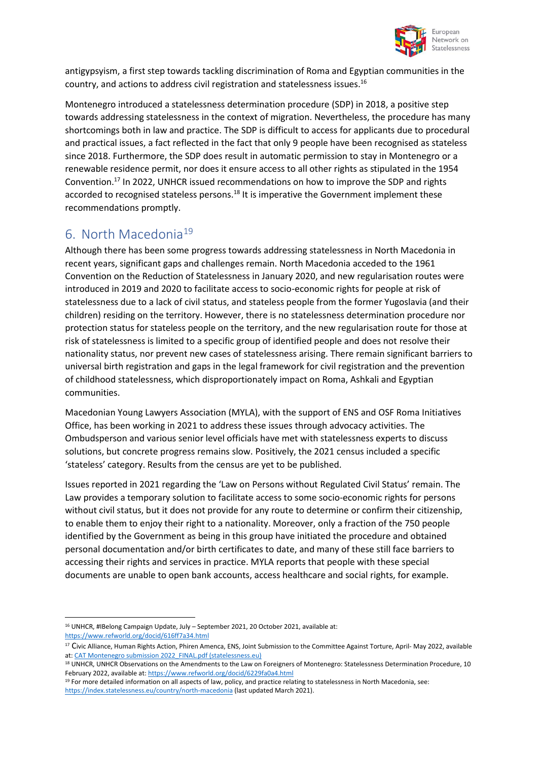antigypsyism, a first step towards tackling discrimination of Roma and Egyptian communities in the country, and actions to address civil registration and statelessness issues.[16]

Montenegro introduced a statelessness determination procedure (SDP) in 2018, a positive step towards addressing statelessness in the context of migration. Nevertheless, the procedure has many shortcomings both in law and practice. The SDP is difficult to access for applicants due to procedural and practical issues, a fact reflected in the fact that only 9 people have been recognised as stateless since 2018. Furthermore, the SDP does result in automatic permission to stay in Montenegro or a renewable residence permit, nor does it ensure access to all other rights as stipulated in the 1954 Convention.[17] In 2022, UNHCR issued recommendations on how to improve the SDP and rights accorded to recognised stateless persons.[18] It is imperative the Government implement these recommendations promptly.

## 6. North Macedonia[19]

Although there has been some progress towards addressing statelessness in North Macedonia in recent years, significant gaps and challenges remain. North Macedonia acceded to the 1961 Convention on the Reduction of Statelessness in January 2020, and new regularisation routes were introduced in 2019 and 2020 to facilitate access to socio-economic rights for people at risk of statelessness due to a lack of civil status, and stateless people from the former Yugoslavia (and their children) residing on the territory. However, there is no statelessness determination procedure nor protection status for stateless people on the territory, and the new regularisation route for those at risk of statelessness is limited to a specific group of identified people and does not resolve their nationality status, nor prevent new cases of statelessness arising. There remain significant barriers to universal birth registration and gaps in the legal framework for civil registration and the prevention of childhood statelessness, which disproportionately impact on Roma, Ashkali and Egyptian communities.

Macedonian Young Lawyers Association (MYLA), with the support of ENS and OSF Roma Initiatives Office, has been working in 2021 to address these issues through advocacy activities. The Ombudsperson and various senior level officials have met with statelessness experts to discuss solutions, but concrete progress remains slow. Positively, the 2021 census included a specific 'stateless' category. Results from the census are yet to be published.

Issues reported in 2021 regarding the 'Law on Persons without Regulated Civil Status' remain. The Law provides a temporary solution to facilitate access to some socio-economic rights for persons without civil status, but it does not provide for any route to determine or confirm their citizenship, to enable them to enjoy their right to a nationality. Moreover, only a fraction of the 750 people identified by the Government as being in this group have initiated the procedure and obtained personal documentation and/or birth certificates to date, and many of these still face barriers to accessing their rights and services in practice. MYLA reports that people with these special documents are unable to open bank accounts, access healthcare and social rights, for example.

---

[16] UNHCR, #IBelong Campaign Update, July – September 2021, 20 October 2021, available at: https://www.refworld.org/docid/616ff7a34.html

[17] Civic Alliance, Human Rights Action, Phiren Amenca, ENS, Joint Submission to the Committee Against Torture, April- May 2022, available at: CAT Montenegro submission 2022_FINAL.pdf (statelessness.eu)

[18] UNHCR, UNHCR Observations on the Amendments to the Law on Foreigners of Montenegro: Statelessness Determination Procedure, 10 February 2022, available at: https://www.refworld.org/docid/6229fa0a4.html

[19] For more detailed information on all aspects of law, policy, and practice relating to statelessness in North Macedonia, see: https://index.statelessness.eu/country/north-macedonia (last updated March 2021).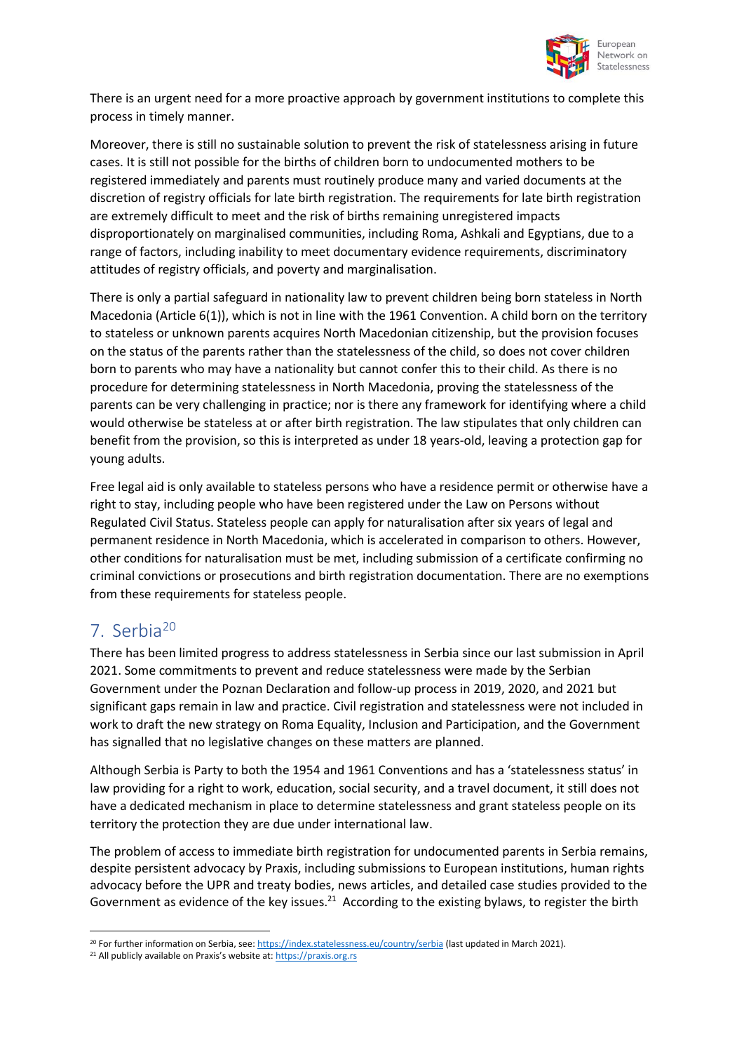There is an urgent need for a more proactive approach by government institutions to complete this process in timely manner.

Moreover, there is still no sustainable solution to prevent the risk of statelessness arising in future cases. It is still not possible for the births of children born to undocumented mothers to be registered immediately and parents must routinely produce many and varied documents at the discretion of registry officials for late birth registration. The requirements for late birth registration are extremely difficult to meet and the risk of births remaining unregistered impacts disproportionately on marginalised communities, including Roma, Ashkali and Egyptians, due to a range of factors, including inability to meet documentary evidence requirements, discriminatory attitudes of registry officials, and poverty and marginalisation.

There is only a partial safeguard in nationality law to prevent children being born stateless in North Macedonia (Article 6(1)), which is not in line with the 1961 Convention. A child born on the territory to stateless or unknown parents acquires North Macedonian citizenship, but the provision focuses on the status of the parents rather than the statelessness of the child, so does not cover children born to parents who may have a nationality but cannot confer this to their child. As there is no procedure for determining statelessness in North Macedonia, proving the statelessness of the parents can be very challenging in practice; nor is there any framework for identifying where a child would otherwise be stateless at or after birth registration. The law stipulates that only children can benefit from the provision, so this is interpreted as under 18 years-old, leaving a protection gap for young adults.

Free legal aid is only available to stateless persons who have a residence permit or otherwise have a right to stay, including people who have been registered under the Law on Persons without Regulated Civil Status. Stateless people can apply for naturalisation after six years of legal and permanent residence in North Macedonia, which is accelerated in comparison to others. However, other conditions for naturalisation must be met, including submission of a certificate confirming no criminal convictions or prosecutions and birth registration documentation. There are no exemptions from these requirements for stateless people.

## 7. Serbia[20]

There has been limited progress to address statelessness in Serbia since our last submission in April 2021. Some commitments to prevent and reduce statelessness were made by the Serbian Government under the Poznan Declaration and follow-up process in 2019, 2020, and 2021 but significant gaps remain in law and practice. Civil registration and statelessness were not included in work to draft the new strategy on Roma Equality, Inclusion and Participation, and the Government has signalled that no legislative changes on these matters are planned.

Although Serbia is Party to both the 1954 and 1961 Conventions and has a 'statelessness status' in law providing for a right to work, education, social security, and a travel document, it still does not have a dedicated mechanism in place to determine statelessness and grant stateless people on its territory the protection they are due under international law.

The problem of access to immediate birth registration for undocumented parents in Serbia remains, despite persistent advocacy by Praxis, including submissions to European institutions, human rights advocacy before the UPR and treaty bodies, news articles, and detailed case studies provided to the Government as evidence of the key issues.[21] According to the existing bylaws, to register the birth

---

[20] For further information on Serbia, see: https://index.statelessness.eu/country/serbia (last updated in March 2021).

[21] All publicly available on Praxis's website at: https://praxis.org.rs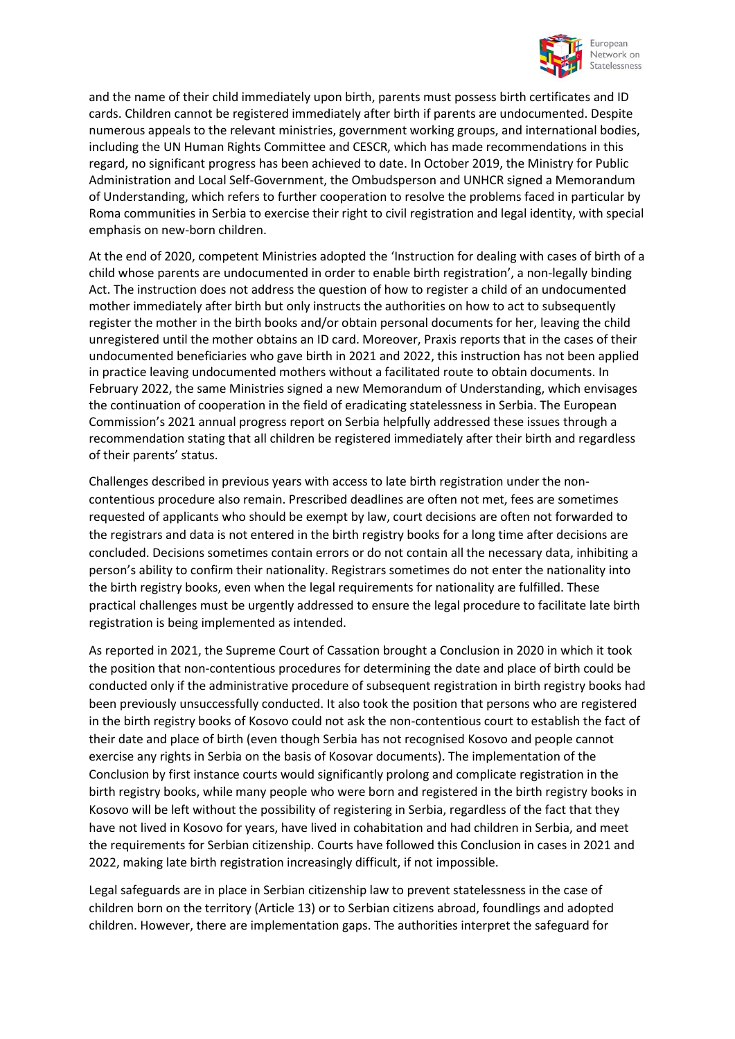and the name of their child immediately upon birth, parents must possess birth certificates and ID cards. Children cannot be registered immediately after birth if parents are undocumented. Despite numerous appeals to the relevant ministries, government working groups, and international bodies, including the UN Human Rights Committee and CESCR, which has made recommendations in this regard, no significant progress has been achieved to date. In October 2019, the Ministry for Public Administration and Local Self-Government, the Ombudsperson and UNHCR signed a Memorandum of Understanding, which refers to further cooperation to resolve the problems faced in particular by Roma communities in Serbia to exercise their right to civil registration and legal identity, with special emphasis on new-born children.

At the end of 2020, competent Ministries adopted the 'Instruction for dealing with cases of birth of a child whose parents are undocumented in order to enable birth registration', a non-legally binding Act. The instruction does not address the question of how to register a child of an undocumented mother immediately after birth but only instructs the authorities on how to act to subsequently register the mother in the birth books and/or obtain personal documents for her, leaving the child unregistered until the mother obtains an ID card. Moreover, Praxis reports that in the cases of their undocumented beneficiaries who gave birth in 2021 and 2022, this instruction has not been applied in practice leaving undocumented mothers without a facilitated route to obtain documents. In February 2022, the same Ministries signed a new Memorandum of Understanding, which envisages the continuation of cooperation in the field of eradicating statelessness in Serbia. The European Commission's 2021 annual progress report on Serbia helpfully addressed these issues through a recommendation stating that all children be registered immediately after their birth and regardless of their parents' status.

Challenges described in previous years with access to late birth registration under the non-contentious procedure also remain. Prescribed deadlines are often not met, fees are sometimes requested of applicants who should be exempt by law, court decisions are often not forwarded to the registrars and data is not entered in the birth registry books for a long time after decisions are concluded. Decisions sometimes contain errors or do not contain all the necessary data, inhibiting a person's ability to confirm their nationality. Registrars sometimes do not enter the nationality into the birth registry books, even when the legal requirements for nationality are fulfilled. These practical challenges must be urgently addressed to ensure the legal procedure to facilitate late birth registration is being implemented as intended.

As reported in 2021, the Supreme Court of Cassation brought a Conclusion in 2020 in which it took the position that non-contentious procedures for determining the date and place of birth could be conducted only if the administrative procedure of subsequent registration in birth registry books had been previously unsuccessfully conducted. It also took the position that persons who are registered in the birth registry books of Kosovo could not ask the non-contentious court to establish the fact of their date and place of birth (even though Serbia has not recognised Kosovo and people cannot exercise any rights in Serbia on the basis of Kosovar documents). The implementation of the Conclusion by first instance courts would significantly prolong and complicate registration in the birth registry books, while many people who were born and registered in the birth registry books in Kosovo will be left without the possibility of registering in Serbia, regardless of the fact that they have not lived in Kosovo for years, have lived in cohabitation and had children in Serbia, and meet the requirements for Serbian citizenship. Courts have followed this Conclusion in cases in 2021 and 2022, making late birth registration increasingly difficult, if not impossible.

Legal safeguards are in place in Serbian citizenship law to prevent statelessness in the case of children born on the territory (Article 13) or to Serbian citizens abroad, foundlings and adopted children. However, there are implementation gaps. The authorities interpret the safeguard for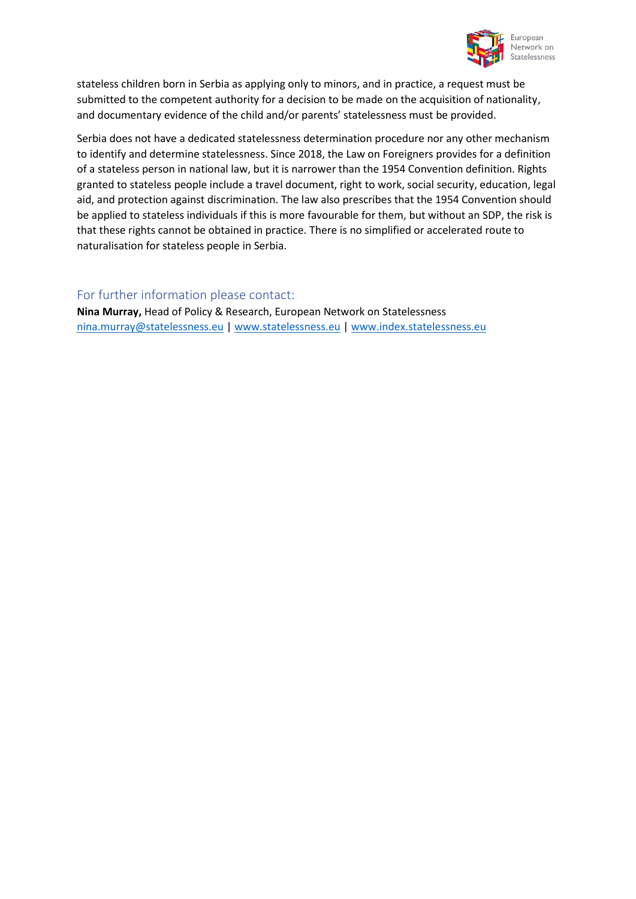stateless children born in Serbia as applying only to minors, and in practice, a request must be submitted to the competent authority for a decision to be made on the acquisition of nationality, and documentary evidence of the child and/or parents' statelessness must be provided.

Serbia does not have a dedicated statelessness determination procedure nor any other mechanism to identify and determine statelessness. Since 2018, the Law on Foreigners provides for a definition of a stateless person in national law, but it is narrower than the 1954 Convention definition. Rights granted to stateless people include a travel document, right to work, social security, education, legal aid, and protection against discrimination. The law also prescribes that the 1954 Convention should be applied to stateless individuals if this is more favourable for them, but without an SDP, the risk is that these rights cannot be obtained in practice. There is no simplified or accelerated route to naturalisation for stateless people in Serbia.

## For further information please contact:

**Nina Murray,** Head of Policy & Research, European Network on Statelessness
nina.murray@statelessness.eu | www.statelessness.eu | www.index.statelessness.eu